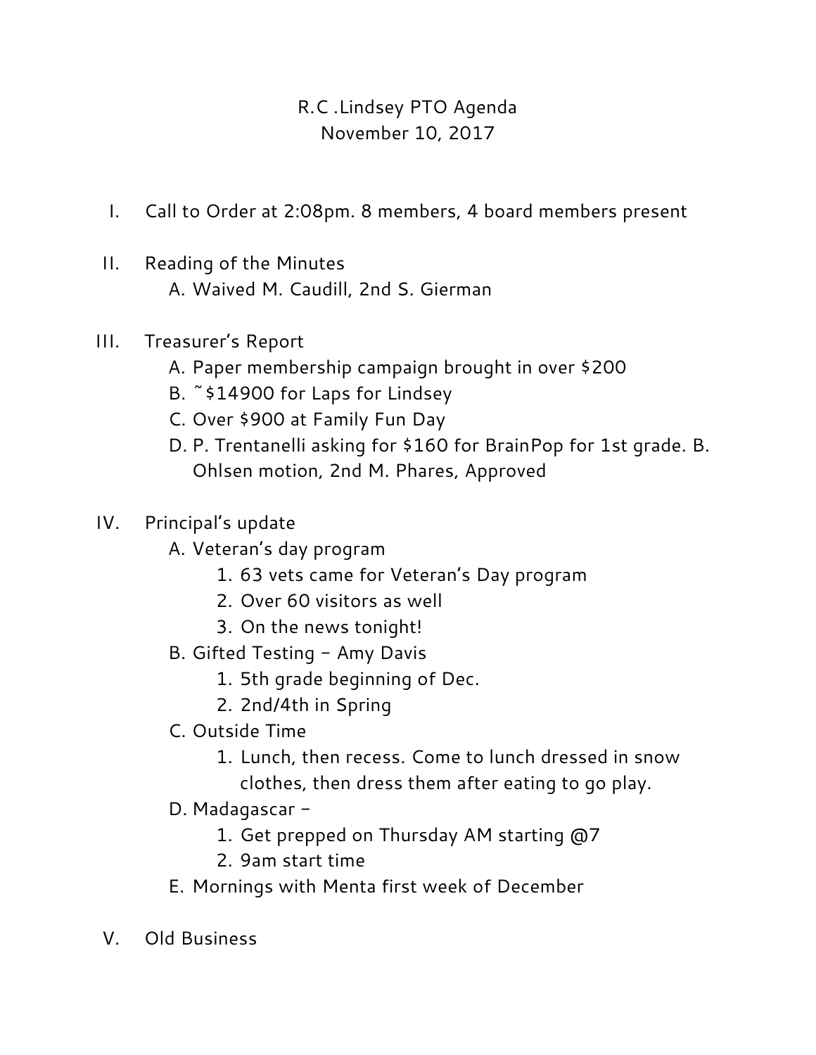# R.C .Lindsey PTO Agenda

November 10, 2017

I. Call to Order at 2:08pm. 8 members, 4 board members present

II. Reading of the Minutes
   - A. Waived M. Caudill, 2nd S. Gierman

III. Treasurer's Report
   - A. Paper membership campaign brought in over $200
   - B. ~$14900 for Laps for Lindsey
   - C. Over $900 at Family Fun Day
   - D. P. Trentanelli asking for $160 for BrainPop for 1st grade. B. Ohlsen motion, 2nd M. Phares, Approved

IV. Principal's update
   - A. Veteran's day program
     1. 63 vets came for Veteran's Day program
     2. Over 60 visitors as well
     3. On the news tonight!
   - B. Gifted Testing – Amy Davis
     1. 5th grade beginning of Dec.
     2. 2nd/4th in Spring
   - C. Outside Time
     1. Lunch, then recess. Come to lunch dressed in snow clothes, then dress them after eating to go play.
   - D. Madagascar –
     1. Get prepped on Thursday AM starting @7
     2. 9am start time
   - E. Mornings with Menta first week of December

V. Old Business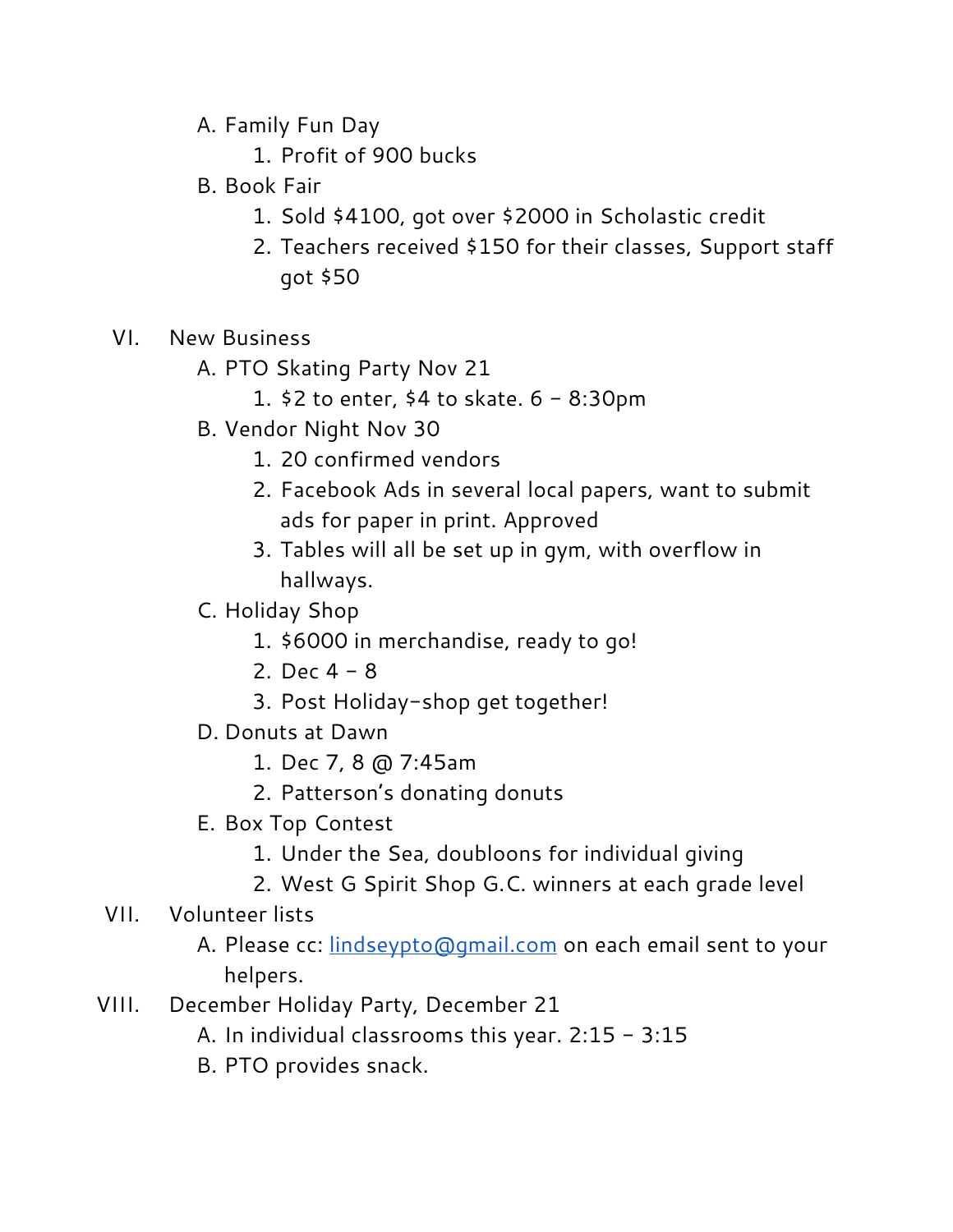A. Family Fun Day
    1. Profit of 900 bucks

B. Book Fair
    1. Sold $4100, got over $2000 in Scholastic credit
    2. Teachers received $150 for their classes, Support staff got $50

VI. New Business

A. PTO Skating Party Nov 21
    1. $2 to enter, $4 to skate. 6 - 8:30pm

B. Vendor Night Nov 30
    1. 20 confirmed vendors
    2. Facebook Ads in several local papers, want to submit ads for paper in print. Approved
    3. Tables will all be set up in gym, with overflow in hallways.

C. Holiday Shop
    1. $6000 in merchandise, ready to go!
    2. Dec 4 - 8
    3. Post Holiday-shop get together!

D. Donuts at Dawn
    1. Dec 7, 8 @ 7:45am
    2. Patterson's donating donuts

E. Box Top Contest
    1. Under the Sea, doubloons for individual giving
    2. West G Spirit Shop G.C. winners at each grade level

VII. Volunteer lists

A. Please cc: lindseypto@gmail.com on each email sent to your helpers.

VIII. December Holiday Party, December 21

A. In individual classrooms this year. 2:15 - 3:15

B. PTO provides snack.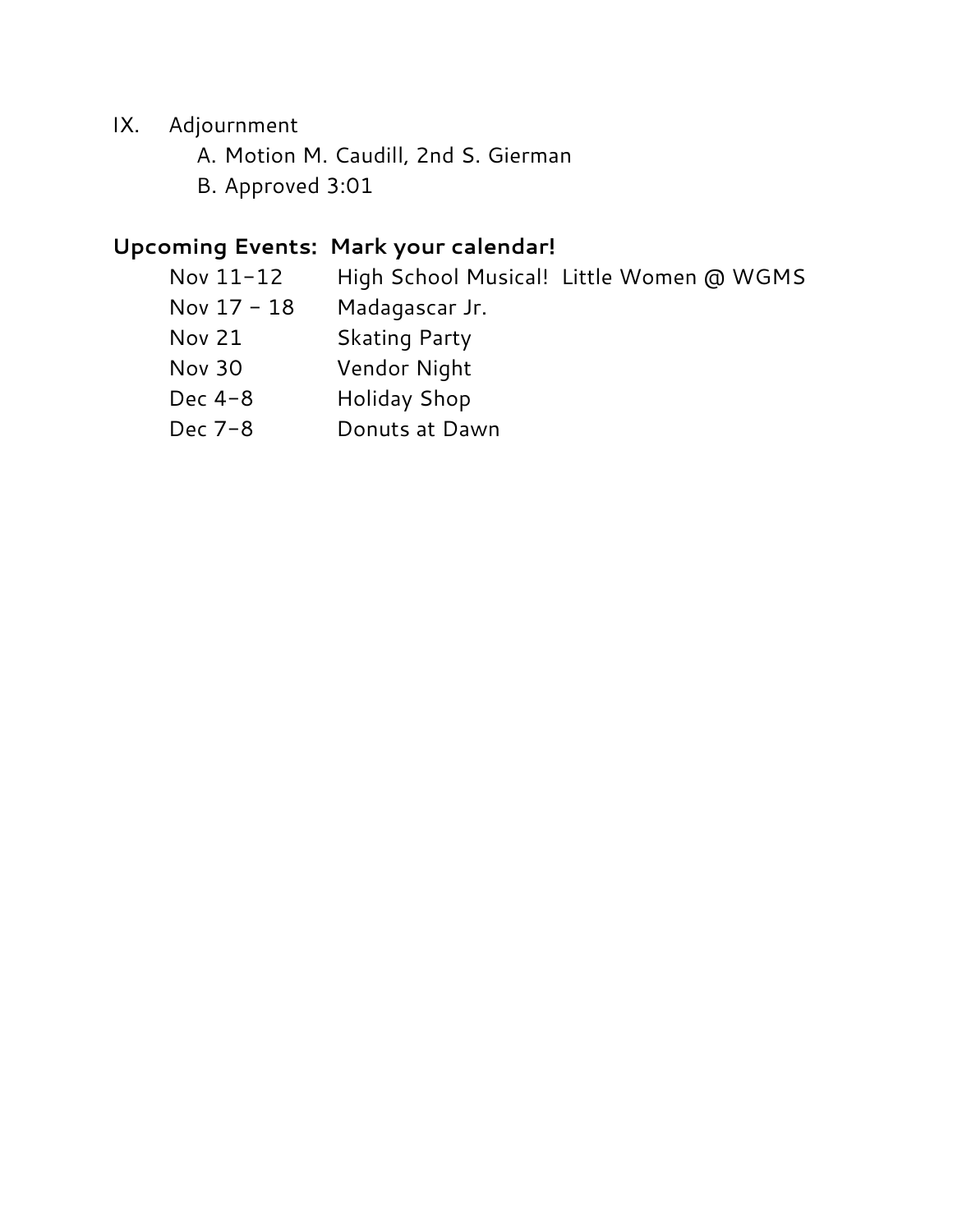IX. Adjournment

A. Motion M. Caudill, 2nd S. Gierman

B. Approved 3:01

**Upcoming Events: Mark your calendar!**

| | |
|---|---|
| Nov 11-12 | High School Musical! Little Women @ WGMS |
| Nov 17 - 18 | Madagascar Jr. |
| Nov 21 | Skating Party |
| Nov 30 | Vendor Night |
| Dec 4-8 | Holiday Shop |
| Dec 7-8 | Donuts at Dawn |